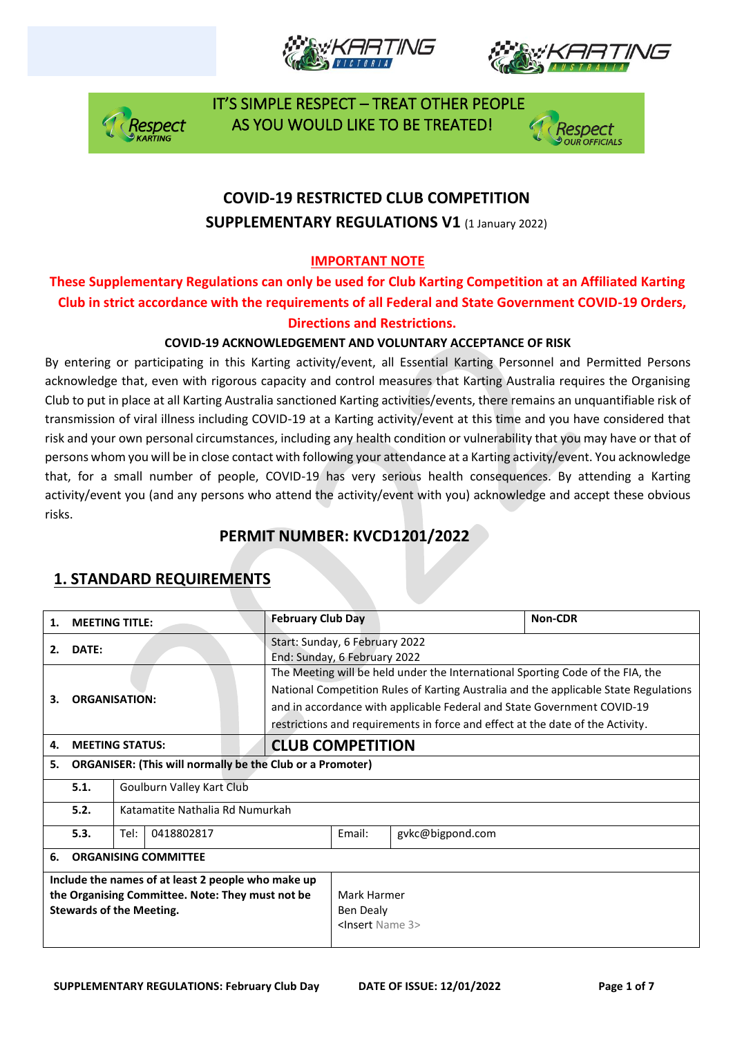IT'S SIMPLE RESPECT – TREAT OTHER PEOPLE AS YOU WOULD LIKE TO BE TREATED!

# COVID-19 RESTRICTED CLUB COMPETITION
## SUPPLEMENTARY REGULATIONS V1 (1 January 2022)

**IMPORTANT NOTE**

**These Supplementary Regulations can only be used for Club Karting Competition at an Affiliated Karting Club in strict accordance with the requirements of all Federal and State Government COVID-19 Orders, Directions and Restrictions.**

**COVID-19 ACKNOWLEDGEMENT AND VOLUNTARY ACCEPTANCE OF RISK**

By entering or participating in this Karting activity/event, all Essential Karting Personnel and Permitted Persons acknowledge that, even with rigorous capacity and control measures that Karting Australia requires the Organising Club to put in place at all Karting Australia sanctioned Karting activities/events, there remains an unquantifiable risk of transmission of viral illness including COVID-19 at a Karting activity/event at this time and you have considered that risk and your own personal circumstances, including any health condition or vulnerability that you may have or that of persons whom you will be in close contact with following your attendance at a Karting activity/event. You acknowledge that, for a small number of people, COVID-19 has very serious health consequences. By attending a Karting activity/event you (and any persons who attend the activity/event with you) acknowledge and accept these obvious risks.

## PERMIT NUMBER: KVCD1201/2022

## 1. STANDARD REQUIREMENTS

| | | | | | |
|---|---|---|---|---|---|
| **1.** | **MEETING TITLE:** | | **February Club Day** | | **Non-CDR** |
| **2.** | **DATE:** | | Start: Sunday, 6 February 2022<br>End: Sunday, 6 February 2022 | | |
| **3.** | **ORGANISATION:** | | The Meeting will be held under the International Sporting Code of the FIA, the National Competition Rules of Karting Australia and the applicable State Regulations and in accordance with applicable Federal and State Government COVID-19 restrictions and requirements in force and effect at the date of the Activity. | | |
| **4.** | **MEETING STATUS:** | | **CLUB COMPETITION** | | |
| **5.** | **ORGANISER: (This will normally be the Club or a Promoter)** | | | | |
| | **5.1.** | Goulburn Valley Kart Club | | | |
| | **5.2.** | Katamatite Nathalia Rd Numurkah | | | |
| | **5.3.** | Tel: 0418802817 | Email: | gvkc@bigpond.com | |
| **6.** | **ORGANISING COMMITTEE** | | | | |
| **Include the names of at least 2 people who make up the Organising Committee. Note: They must not be Stewards of the Meeting.** | | | Mark Harmer<br>Ben Dealy<br><Insert Name 3> | | |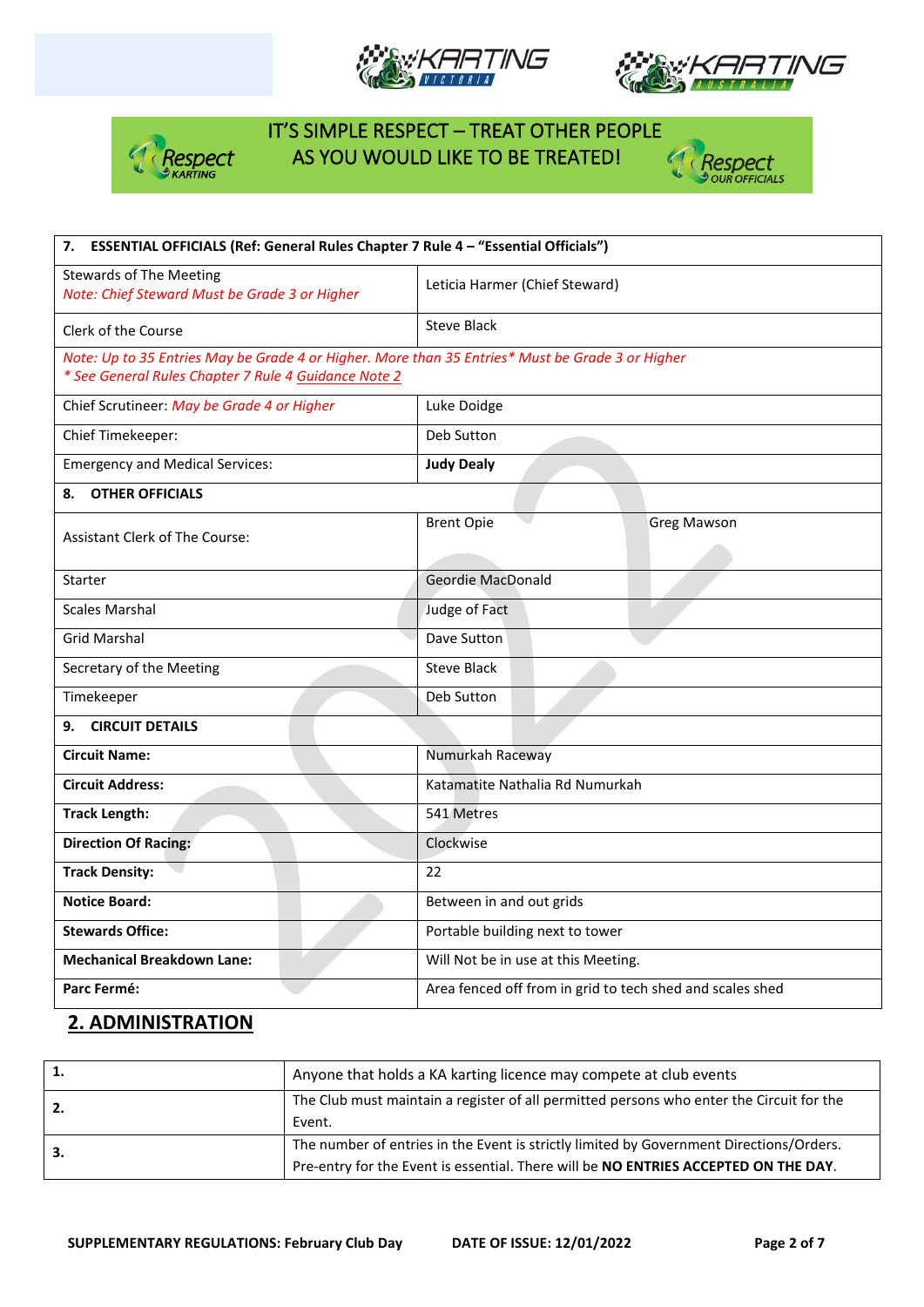IT'S SIMPLE RESPECT – TREAT OTHER PEOPLE AS YOU WOULD LIKE TO BE TREATED!

| **7. ESSENTIAL OFFICIALS (Ref: General Rules Chapter 7 Rule 4 – "Essential Officials")** | | |
|---|---|---|
| Stewards of The Meeting *Note: Chief Steward Must be Grade 3 or Higher* | Leticia Harmer (Chief Steward) | |
| Clerk of the Course | Steve Black | |
| *Note: Up to 35 Entries May be Grade 4 or Higher. More than 35 Entries\* Must be Grade 3 or Higher \* See General Rules Chapter 7 Rule 4 Guidance Note 2* | | |
| Chief Scrutineer: *May be Grade 4 or Higher* | Luke Doidge | |
| Chief Timekeeper: | Deb Sutton | |
| Emergency and Medical Services: | **Judy Dealy** | |
| **8. OTHER OFFICIALS** | | |
| Assistant Clerk of The Course: | Brent Opie | Greg Mawson |
| Starter | Geordie MacDonald | |
| Scales Marshal | Judge of Fact | |
| Grid Marshal | Dave Sutton | |
| Secretary of the Meeting | Steve Black | |
| Timekeeper | Deb Sutton | |
| **9. CIRCUIT DETAILS** | | |
| **Circuit Name:** | Numurkah Raceway | |
| **Circuit Address:** | Katamatite Nathalia Rd Numurkah | |
| **Track Length:** | 541 Metres | |
| **Direction Of Racing:** | Clockwise | |
| **Track Density:** | 22 | |
| **Notice Board:** | Between in and out grids | |
| **Stewards Office:** | Portable building next to tower | |
| **Mechanical Breakdown Lane:** | Will Not be in use at this Meeting. | |
| **Parc Fermé:** | Area fenced off from in grid to tech shed and scales shed | |

## 2. ADMINISTRATION

| | |
|---|---|
| **1.** | Anyone that holds a KA karting licence may compete at club events |
| **2.** | The Club must maintain a register of all permitted persons who enter the Circuit for the Event. |
| **3.** | The number of entries in the Event is strictly limited by Government Directions/Orders. Pre-entry for the Event is essential. There will be **NO ENTRIES ACCEPTED ON THE DAY**. |

SUPPLEMENTARY REGULATIONS: February Club Day DATE OF ISSUE: 12/01/2022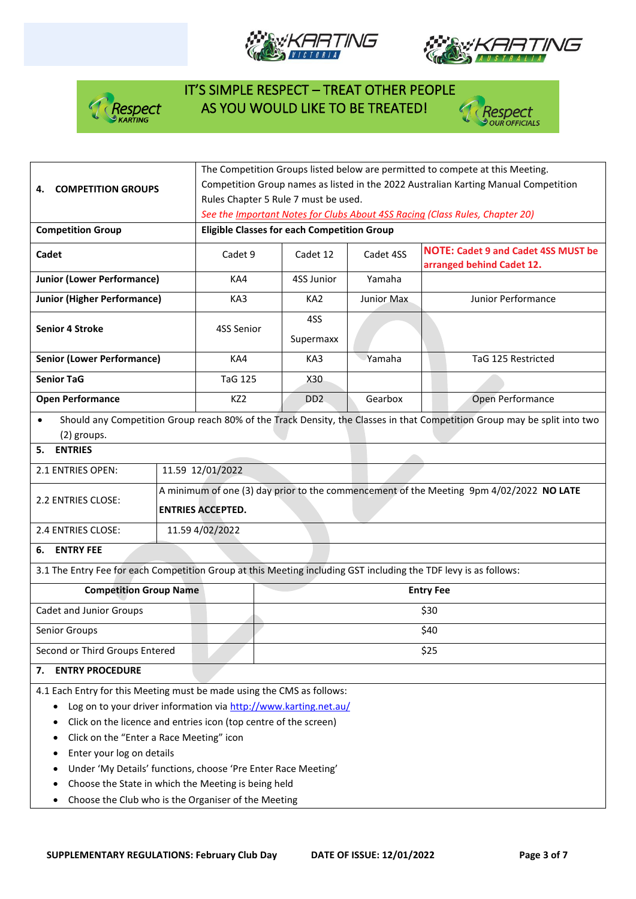IT'S SIMPLE RESPECT – TREAT OTHER PEOPLE AS YOU WOULD LIKE TO BE TREATED!

| **4. COMPETITION GROUPS** | The Competition Groups listed below are permitted to compete at this Meeting. Competition Group names as listed in the 2022 Australian Karting Manual Competition Rules Chapter 5 Rule 7 must be used. *See the Important Notes for Clubs About 4SS Racing (Class Rules, Chapter 20)* | | | |
|---|---|---|---|---|
| **Competition Group** | **Eligible Classes for each Competition Group** | | | |
| **Cadet** | Cadet 9 | Cadet 12 | Cadet 4SS | **NOTE: Cadet 9 and Cadet 4SS MUST be arranged behind Cadet 12.** |
| **Junior (Lower Performance)** | KA4 | 4SS Junior | Yamaha | |
| **Junior (Higher Performance)** | KA3 | KA2 | Junior Max | Junior Performance |
| **Senior 4 Stroke** | 4SS Senior | 4SS Supermaxx | | |
| **Senior (Lower Performance)** | KA4 | KA3 | Yamaha | TaG 125 Restricted |
| **Senior TaG** | TaG 125 | X30 | | |
| **Open Performance** | KZ2 | DD2 | Gearbox | Open Performance |

- Should any Competition Group reach 80% of the Track Density, the Classes in that Competition Group may be split into two (2) groups.

## 5. ENTRIES

| | |
|---|---|
| 2.1 ENTRIES OPEN: | 11.59 12/01/2022 |
| 2.2 ENTRIES CLOSE: | A minimum of one (3) day prior to the commencement of the Meeting 9pm 4/02/2022 **NO LATE ENTRIES ACCEPTED.** |
| 2.4 ENTRIES CLOSE: | 11.59 4/02/2022 |

## 6. ENTRY FEE

3.1 The Entry Fee for each Competition Group at this Meeting including GST including the TDF levy is as follows:

| **Competition Group Name** | **Entry Fee** |
|---|---|
| Cadet and Junior Groups | $30 |
| Senior Groups | $40 |
| Second or Third Groups Entered | $25 |

## 7. ENTRY PROCEDURE

4.1 Each Entry for this Meeting must be made using the CMS as follows:

- Log on to your driver information via http://www.karting.net.au/
- Click on the licence and entries icon (top centre of the screen)
- Click on the "Enter a Race Meeting" icon
- Enter your log on details
- Under 'My Details' functions, choose 'Pre Enter Race Meeting'
- Choose the State in which the Meeting is being held
- Choose the Club who is the Organiser of the Meeting

SUPPLEMENTARY REGULATIONS: February Club Day DATE OF ISSUE: 12/01/2022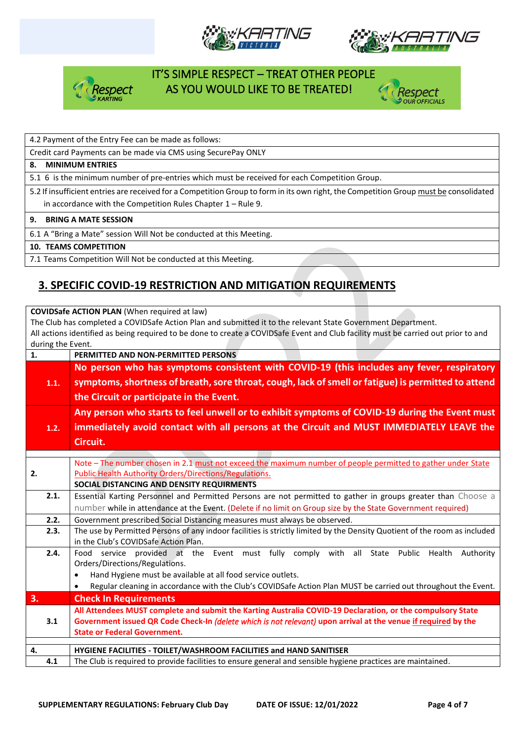IT'S SIMPLE RESPECT – TREAT OTHER PEOPLE AS YOU WOULD LIKE TO BE TREATED!

| |
|---|
| 4.2 Payment of the Entry Fee can be made as follows: |
| Credit card Payments can be made via CMS using SecurePay ONLY |
| **8. MINIMUM ENTRIES** |
| 5.1 6 is the minimum number of pre-entries which must be received for each Competition Group. |
| 5.2 If insufficient entries are received for a Competition Group to form in its own right, the Competition Group must be consolidated in accordance with the Competition Rules Chapter 1 – Rule 9. |
| **9. BRING A MATE SESSION** |
| 6.1 A "Bring a Mate" session Will Not be conducted at this Meeting. |
| **10. TEAMS COMPETITION** |
| 7.1 Teams Competition Will Not be conducted at this Meeting. |

## 3. SPECIFIC COVID-19 RESTRICTION AND MITIGATION REQUIREMENTS

**COVIDSafe ACTION PLAN** (When required at law)
The Club has completed a COVIDSafe Action Plan and submitted it to the relevant State Government Department.
All actions identified as being required to be done to create a COVIDSafe Event and Club facility must be carried out prior to and during the Event.

| | |
|---|---|
| **1.** | **PERMITTED AND NON-PERMITTED PERSONS** |
| **1.1.** | **No person who has symptoms consistent with COVID-19 (this includes any fever, respiratory symptoms, shortness of breath, sore throat, cough, lack of smell or fatigue) is permitted to attend the Circuit or participate in the Event.** |
| **1.2.** | **Any person who starts to feel unwell or to exhibit symptoms of COVID-19 during the Event must immediately avoid contact with all persons at the Circuit and MUST IMMEDIATELY LEAVE the Circuit.** |
| | |
| **2.** | Note – The number chosen in 2.1 must not exceed the maximum number of people permitted to gather under State Public Health Authority Orders/Directions/Regulations.<br>**SOCIAL DISTANCING AND DENSITY REQUIRMENTS** |
| **2.1.** | Essential Karting Personnel and Permitted Persons are not permitted to gather in groups greater than Choose a number while in attendance at the Event. (Delete if no limit on Group size by the State Government required) |
| **2.2.** | Government prescribed Social Distancing measures must always be observed. |
| **2.3.** | The use by Permitted Persons of any indoor facilities is strictly limited by the Density Quotient of the room as included in the Club's COVIDSafe Action Plan. |
| **2.4.** | Food service provided at the Event must fully comply with all State Public Health Authority Orders/Directions/Regulations.<br>• Hand Hygiene must be available at all food service outlets.<br>• Regular cleaning in accordance with the Club's COVIDSafe Action Plan MUST be carried out throughout the Event. |
| **3.** | **Check In Requirements** |
| **3.1** | **All Attendees MUST complete and submit the Karting Australia COVID-19 Declaration, or the compulsory State Government issued QR Code Check-In *(delete which is not relevant)* upon arrival at the venue if required by the State or Federal Government.** |
| | |
| **4.** | **HYGIENE FACILITIES - TOILET/WASHROOM FACILITIES and HAND SANITISER** |
| **4.1** | The Club is required to provide facilities to ensure general and sensible hygiene practices are maintained. |

**SUPPLEMENTARY REGULATIONS: February Club Day** **DATE OF ISSUE: 12/01/2022**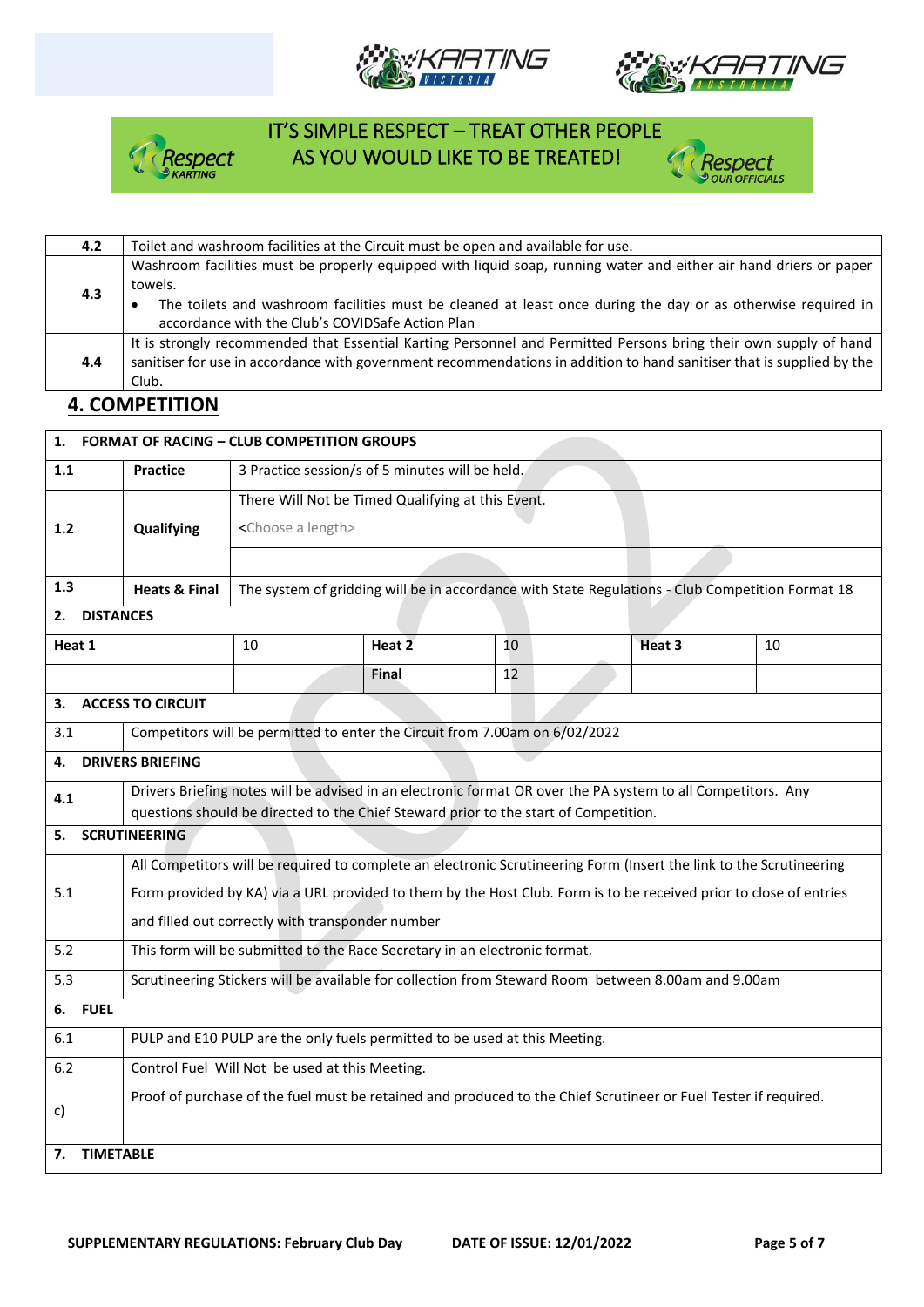IT'S SIMPLE RESPECT – TREAT OTHER PEOPLE AS YOU WOULD LIKE TO BE TREATED!

| | |
|---|---|
| 4.2 | Toilet and washroom facilities at the Circuit must be open and available for use. |
| 4.3 | Washroom facilities must be properly equipped with liquid soap, running water and either air hand driers or paper towels.<br>• The toilets and washroom facilities must be cleaned at least once during the day or as otherwise required in accordance with the Club's COVIDSafe Action Plan |
| 4.4 | It is strongly recommended that Essential Karting Personnel and Permitted Persons bring their own supply of hand sanitiser for use in accordance with government recommendations in addition to hand sanitiser that is supplied by the Club. |

## 4. COMPETITION

| | | | | | |
|---|---|---|---|---|---|
| **1. FORMAT OF RACING – CLUB COMPETITION GROUPS** | | | | | |
| **1.1** | **Practice** | 3 Practice session/s of 5 minutes will be held. | | | |
| **1.2** | **Qualifying** | There Will Not be Timed Qualifying at this Event.<br><Choose a length> | | | |
| **1.3** | **Heats & Final** | The system of gridding will be in accordance with State Regulations - Club Competition Format 18 | | | |
| **2. DISTANCES** | | | | | |
| **Heat 1** | 10 | **Heat 2** | 10 | **Heat 3** | 10 |
| | | **Final** | 12 | | |
| **3. ACCESS TO CIRCUIT** | | | | | |
| 3.1 | Competitors will be permitted to enter the Circuit from 7.00am on 6/02/2022 | | | | |
| **4. DRIVERS BRIEFING** | | | | | |
| 4.1 | Drivers Briefing notes will be advised in an electronic format OR over the PA system to all Competitors. Any questions should be directed to the Chief Steward prior to the start of Competition. | | | | |
| **5. SCRUTINEERING** | | | | | |
| 5.1 | All Competitors will be required to complete an electronic Scrutineering Form (Insert the link to the Scrutineering Form provided by KA) via a URL provided to them by the Host Club. Form is to be received prior to close of entries and filled out correctly with transponder number | | | | |
| 5.2 | This form will be submitted to the Race Secretary in an electronic format. | | | | |
| 5.3 | Scrutineering Stickers will be available for collection from Steward Room between 8.00am and 9.00am | | | | |
| **6. FUEL** | | | | | |
| 6.1 | PULP and E10 PULP are the only fuels permitted to be used at this Meeting. | | | | |
| 6.2 | Control Fuel Will Not be used at this Meeting. | | | | |
| c) | Proof of purchase of the fuel must be retained and produced to the Chief Scrutineer or Fuel Tester if required. | | | | |
| **7. TIMETABLE** | | | | | |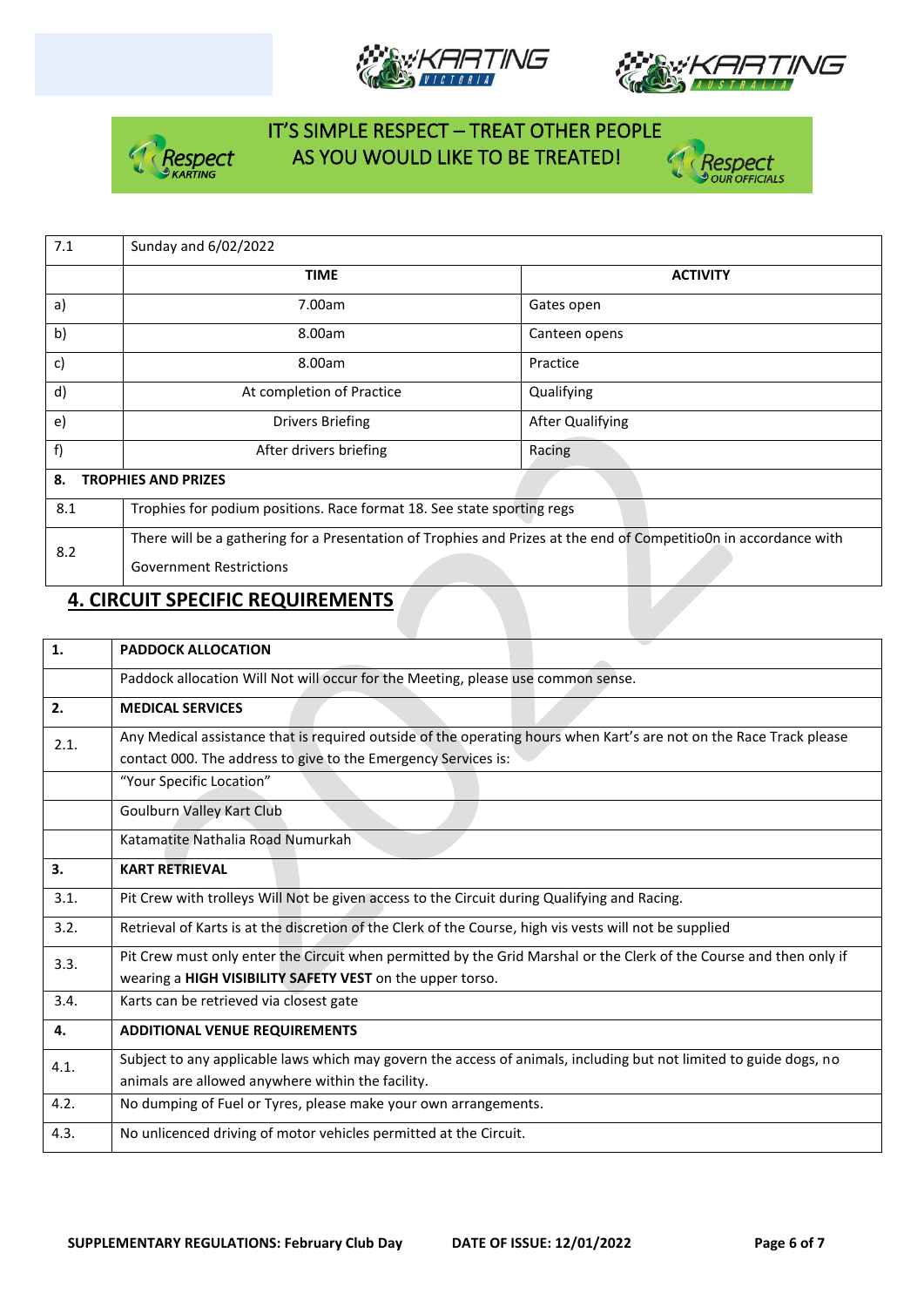IT'S SIMPLE RESPECT – TREAT OTHER PEOPLE AS YOU WOULD LIKE TO BE TREATED!

| 7.1 | Sunday and 6/02/2022 | |
|---|---|---|
| | **TIME** | **ACTIVITY** |
| a) | 7.00am | Gates open |
| b) | 8.00am | Canteen opens |
| c) | 8.00am | Practice |
| d) | At completion of Practice | Qualifying |
| e) | Drivers Briefing | After Qualifying |
| f) | After drivers briefing | Racing |
| **8.** | **TROPHIES AND PRIZES** | |
| 8.1 | Trophies for podium positions. Race format 18. See state sporting regs | |
| 8.2 | There will be a gathering for a Presentation of Trophies and Prizes at the end of Competitio0n in accordance with Government Restrictions | |

## 4. CIRCUIT SPECIFIC REQUIREMENTS

| **1.** | **PADDOCK ALLOCATION** |
|---|---|
| | Paddock allocation Will Not will occur for the Meeting, please use common sense. |
| **2.** | **MEDICAL SERVICES** |
| 2.1. | Any Medical assistance that is required outside of the operating hours when Kart's are not on the Race Track please contact 000. The address to give to the Emergency Services is: |
| | "Your Specific Location" |
| | Goulburn Valley Kart Club |
| | Katamatite Nathalia Road Numurkah |
| **3.** | **KART RETRIEVAL** |
| 3.1. | Pit Crew with trolleys Will Not be given access to the Circuit during Qualifying and Racing. |
| 3.2. | Retrieval of Karts is at the discretion of the Clerk of the Course, high vis vests will not be supplied |
| 3.3. | Pit Crew must only enter the Circuit when permitted by the Grid Marshal or the Clerk of the Course and then only if wearing a **HIGH VISIBILITY SAFETY VEST** on the upper torso. |
| 3.4. | Karts can be retrieved via closest gate |
| **4.** | **ADDITIONAL VENUE REQUIREMENTS** |
| 4.1. | Subject to any applicable laws which may govern the access of animals, including but not limited to guide dogs, no animals are allowed anywhere within the facility. |
| 4.2. | No dumping of Fuel or Tyres, please make your own arrangements. |
| 4.3. | No unlicenced driving of motor vehicles permitted at the Circuit. |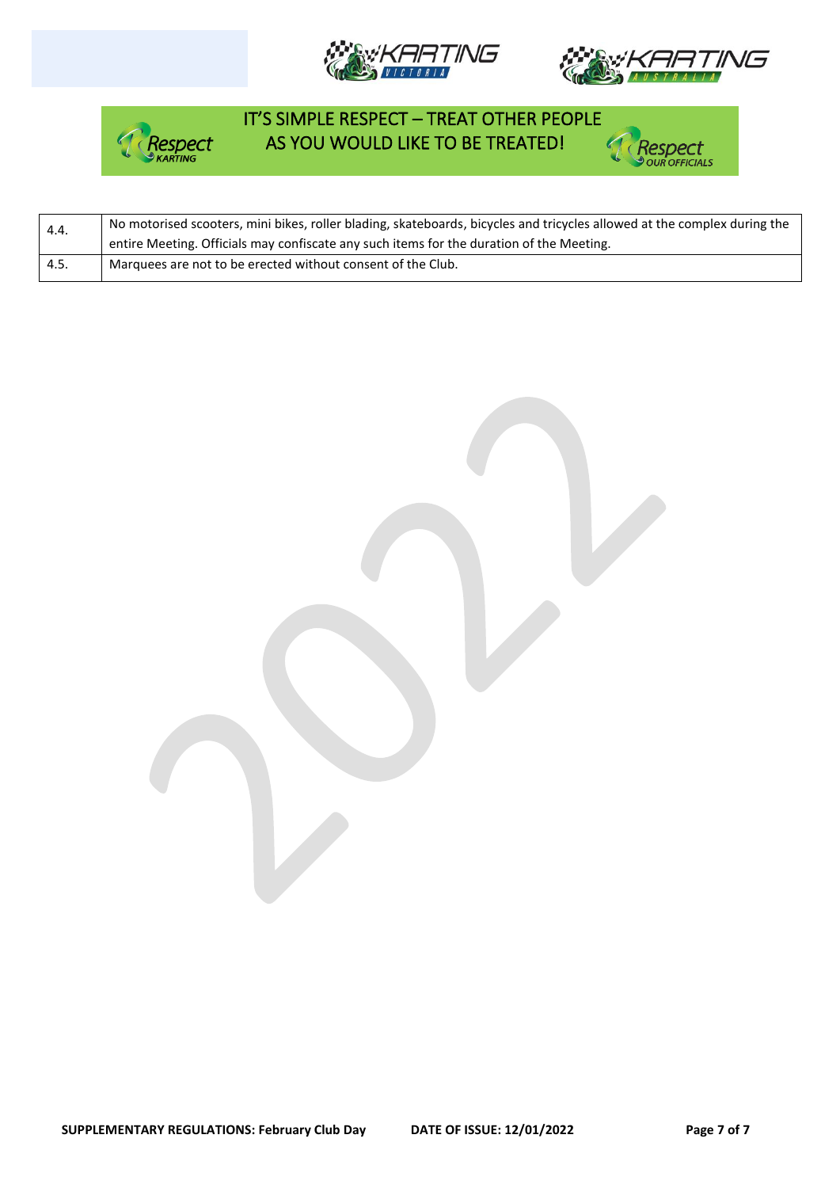IT'S SIMPLE RESPECT – TREAT OTHER PEOPLE AS YOU WOULD LIKE TO BE TREATED!

| | |
|---|---|
| 4.4. | No motorised scooters, mini bikes, roller blading, skateboards, bicycles and tricycles allowed at the complex during the entire Meeting. Officials may confiscate any such items for the duration of the Meeting. |
| 4.5. | Marquees are not to be erected without consent of the Club. |